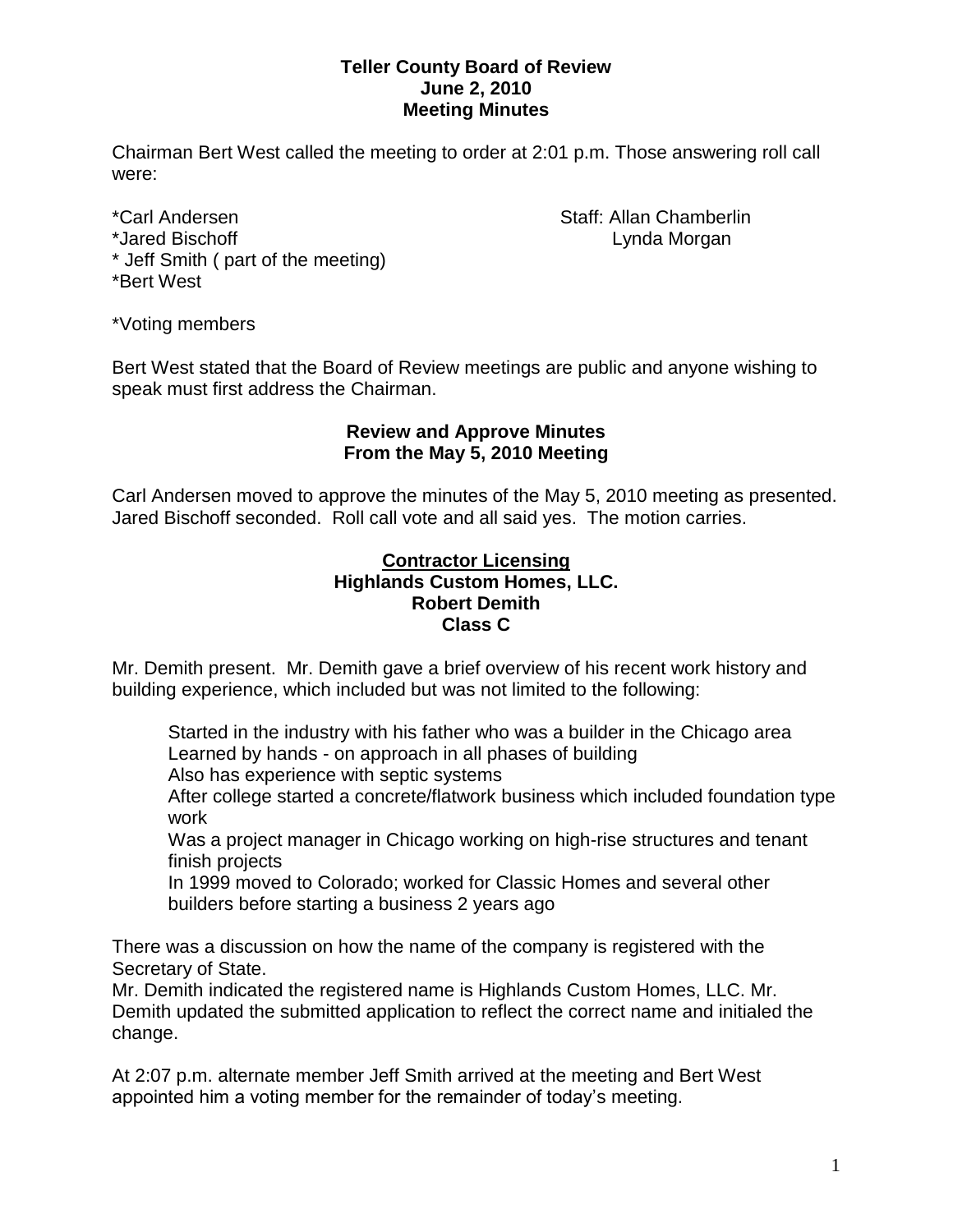**Teller County Board of Review**
**June 2, 2010**
**Meeting Minutes**

Chairman Bert West called the meeting to order at 2:01 p.m. Those answering roll call were:

*Carl Andersen
*Jared Bischoff
* Jeff Smith ( part of the meeting)
*Bert West

Staff: Allan Chamberlin
Lynda Morgan

*Voting members

Bert West stated that the Board of Review meetings are public and anyone wishing to speak must first address the Chairman.

**Review and Approve Minutes**
**From the May 5, 2010 Meeting**

Carl Andersen moved to approve the minutes of the May 5, 2010 meeting as presented. Jared Bischoff seconded. Roll call vote and all said yes. The motion carries.

**Contractor Licensing**
**Highlands Custom Homes, LLC.**
**Robert Demith**
**Class C**

Mr. Demith present. Mr. Demith gave a brief overview of his recent work history and building experience, which included but was not limited to the following:

Started in the industry with his father who was a builder in the Chicago area
Learned by hands - on approach in all phases of building
Also has experience with septic systems
After college started a concrete/flatwork business which included foundation type work
Was a project manager in Chicago working on high-rise structures and tenant finish projects
In 1999 moved to Colorado; worked for Classic Homes and several other builders before starting a business 2 years ago

There was a discussion on how the name of the company is registered with the Secretary of State.
Mr. Demith indicated the registered name is Highlands Custom Homes, LLC. Mr. Demith updated the submitted application to reflect the correct name and initialed the change.

At 2:07 p.m. alternate member Jeff Smith arrived at the meeting and Bert West appointed him a voting member for the remainder of today's meeting.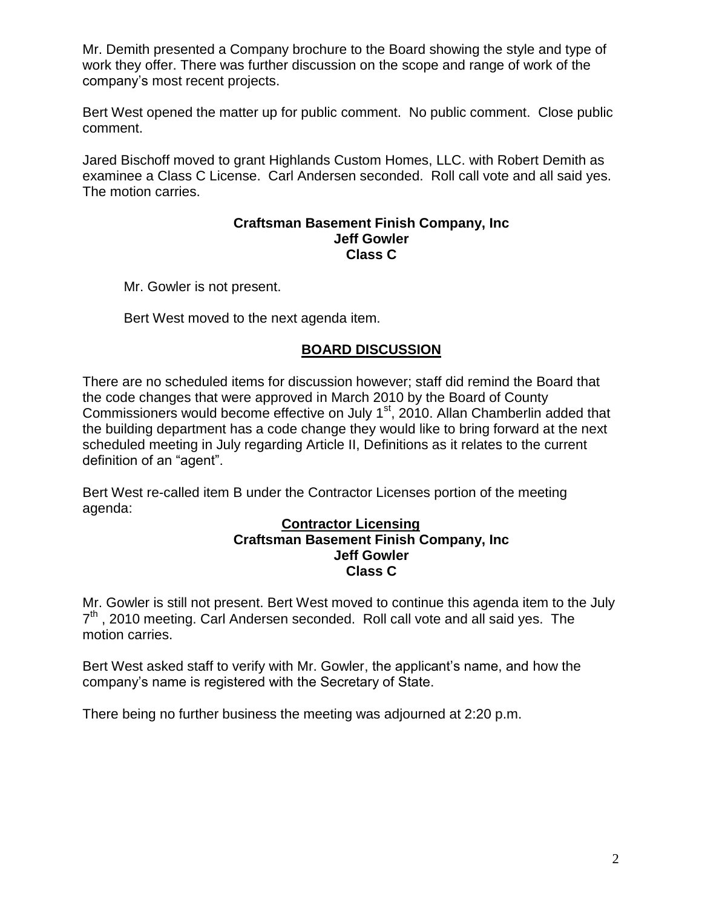Mr. Demith presented a Company brochure to the Board showing the style and type of work they offer. There was further discussion on the scope and range of work of the company's most recent projects.

Bert West opened the matter up for public comment. No public comment. Close public comment.

Jared Bischoff moved to grant Highlands Custom Homes, LLC. with Robert Demith as examinee a Class C License. Carl Andersen seconded. Roll call vote and all said yes. The motion carries.

**Craftsman Basement Finish Company, Inc**
**Jeff Gowler**
**Class C**

Mr. Gowler is not present.

Bert West moved to the next agenda item.

## BOARD DISCUSSION

There are no scheduled items for discussion however; staff did remind the Board that the code changes that were approved in March 2010 by the Board of County Commissioners would become effective on July 1st, 2010. Allan Chamberlin added that the building department has a code change they would like to bring forward at the next scheduled meeting in July regarding Article II, Definitions as it relates to the current definition of an "agent".

Bert West re-called item B under the Contractor Licenses portion of the meeting agenda:

**Contractor Licensing**
**Craftsman Basement Finish Company, Inc**
**Jeff Gowler**
**Class C**

Mr. Gowler is still not present. Bert West moved to continue this agenda item to the July 7th, 2010 meeting. Carl Andersen seconded. Roll call vote and all said yes. The motion carries.

Bert West asked staff to verify with Mr. Gowler, the applicant's name, and how the company's name is registered with the Secretary of State.

There being no further business the meeting was adjourned at 2:20 p.m.